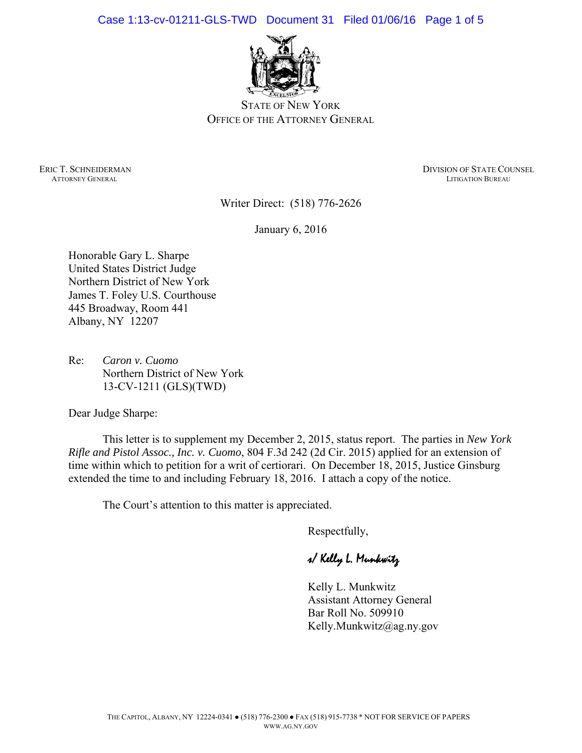STATE OF NEW YORK
OFFICE OF THE ATTORNEY GENERAL

ERIC T. SCHNEIDERMAN
ATTORNEY GENERAL

DIVISION OF STATE COUNSEL
LITIGATION BUREAU

Writer Direct: (518) 776-2626

January 6, 2016

Honorable Gary L. Sharpe
United States District Judge
Northern District of New York
James T. Foley U.S. Courthouse
445 Broadway, Room 441
Albany, NY 12207

Re: *Caron v. Cuomo*
Northern District of New York
13-CV-1211 (GLS)(TWD)

Dear Judge Sharpe:

This letter is to supplement my December 2, 2015, status report. The parties in *New York Rifle and Pistol Assoc., Inc. v. Cuomo*, 804 F.3d 242 (2d Cir. 2015) applied for an extension of time within which to petition for a writ of certiorari. On December 18, 2015, Justice Ginsburg extended the time to and including February 18, 2016. I attach a copy of the notice.

The Court's attention to this matter is appreciated.

Respectfully,

s/ Kelly L. Munkwitz

Kelly L. Munkwitz
Assistant Attorney General
Bar Roll No. 509910
Kelly.Munkwitz@ag.ny.gov

THE CAPITOL, ALBANY, NY 12224-0341 ● (518) 776-2300 ● FAX (518) 915-7738 * NOT FOR SERVICE OF PAPERS
WWW.AG.NY.GOV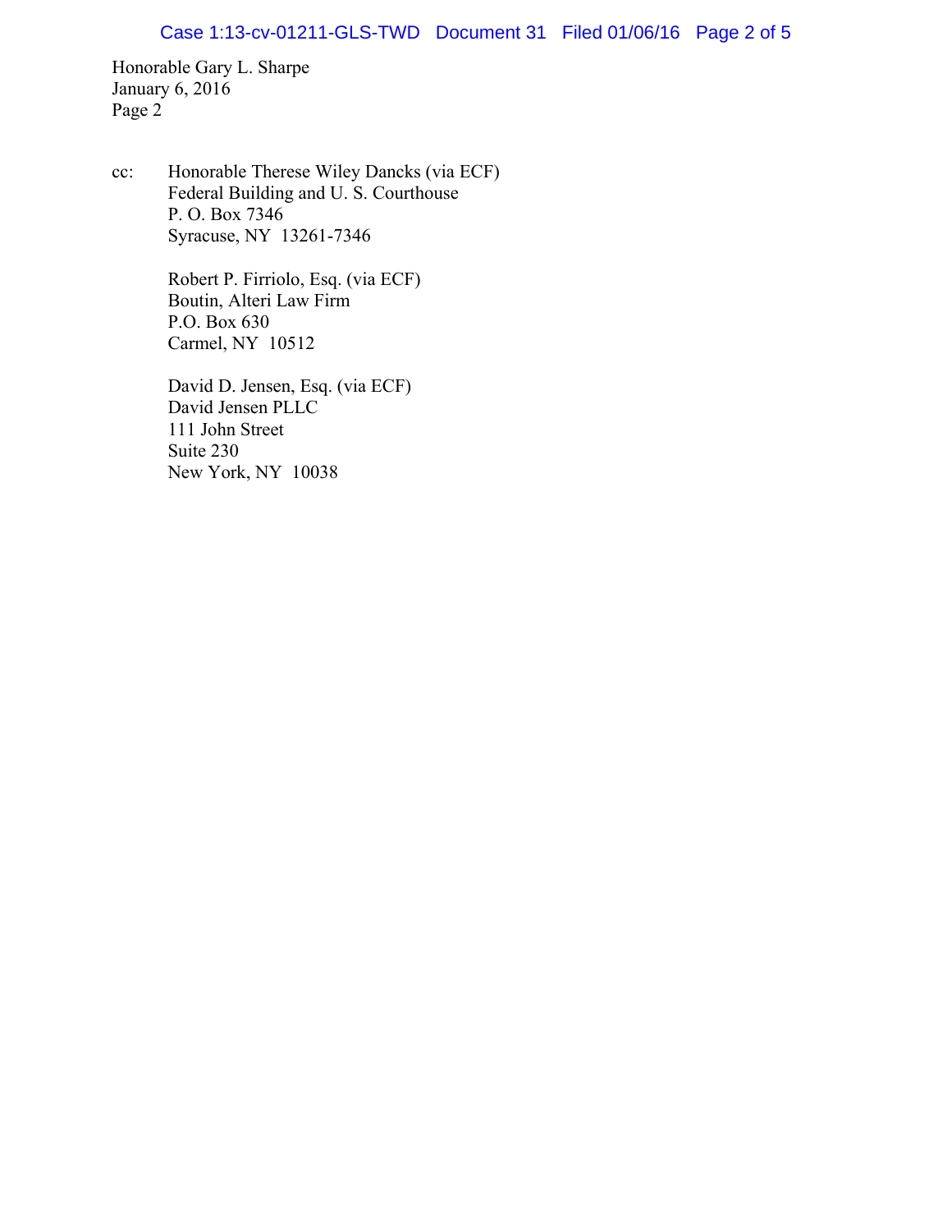Honorable Gary L. Sharpe
January 6, 2016
Page 2

cc: Honorable Therese Wiley Dancks (via ECF)
Federal Building and U. S. Courthouse
P. O. Box 7346
Syracuse, NY 13261-7346

Robert P. Firriolo, Esq. (via ECF)
Boutin, Alteri Law Firm
P.O. Box 630
Carmel, NY 10512

David D. Jensen, Esq. (via ECF)
David Jensen PLLC
111 John Street
Suite 230
New York, NY 10038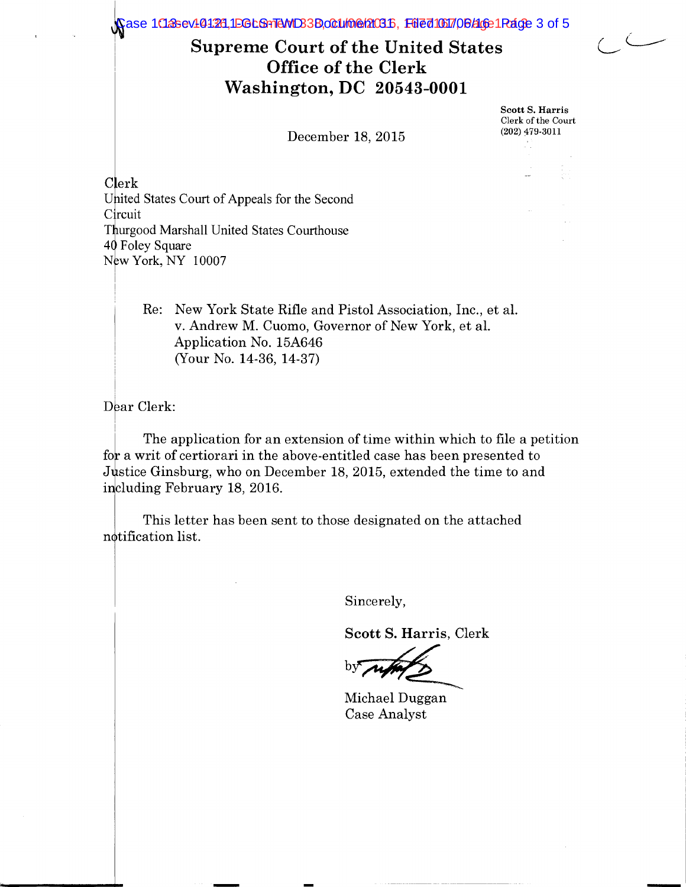# Supreme Court of the United States
## Office of the Clerk
## Washington, DC 20543-0001

**Scott S. Harris**
Clerk of the Court
(202) 479-3011

December 18, 2015

Clerk
United States Court of Appeals for the Second Circuit
Thurgood Marshall United States Courthouse
40 Foley Square
New York, NY 10007

Re: New York State Rifle and Pistol Association, Inc., et al. v. Andrew M. Cuomo, Governor of New York, et al.
Application No. 15A646
(Your No. 14-36, 14-37)

Dear Clerk:

The application for an extension of time within which to file a petition for a writ of certiorari in the above-entitled case has been presented to Justice Ginsburg, who on December 18, 2015, extended the time to and including February 18, 2016.

This letter has been sent to those designated on the attached notification list.

Sincerely,

**Scott S. Harris**, Clerk

by

Michael Duggan
Case Analyst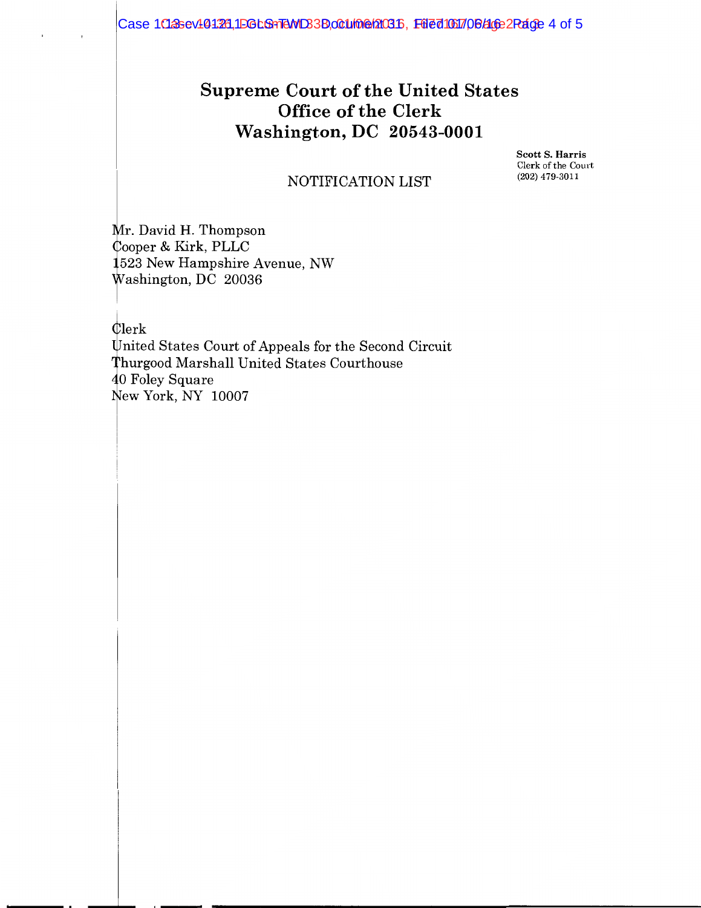# Supreme Court of the United States
# Office of the Clerk
# Washington, DC 20543-0001

**Scott S. Harris**
Clerk of the Court
(202) 479-3011

NOTIFICATION LIST

Mr. David H. Thompson
Cooper & Kirk, PLLC
1523 New Hampshire Avenue, NW
Washington, DC 20036

Clerk
United States Court of Appeals for the Second Circuit
Thurgood Marshall United States Courthouse
40 Foley Square
New York, NY 10007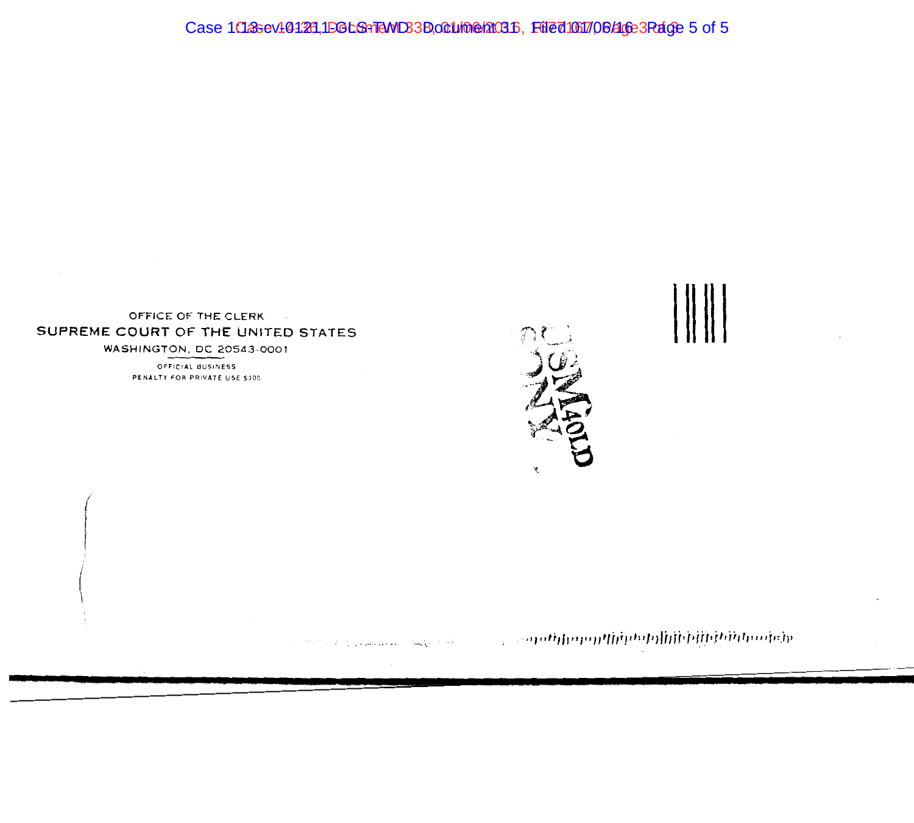OFFICE OF THE CLERK
SUPREME COURT OF THE UNITED STATES
WASHINGTON, DC 20543-0001

OFFICIAL BUSINESS
PENALTY FOR PRIVATE USE $300

USM
SDNY
HOLD